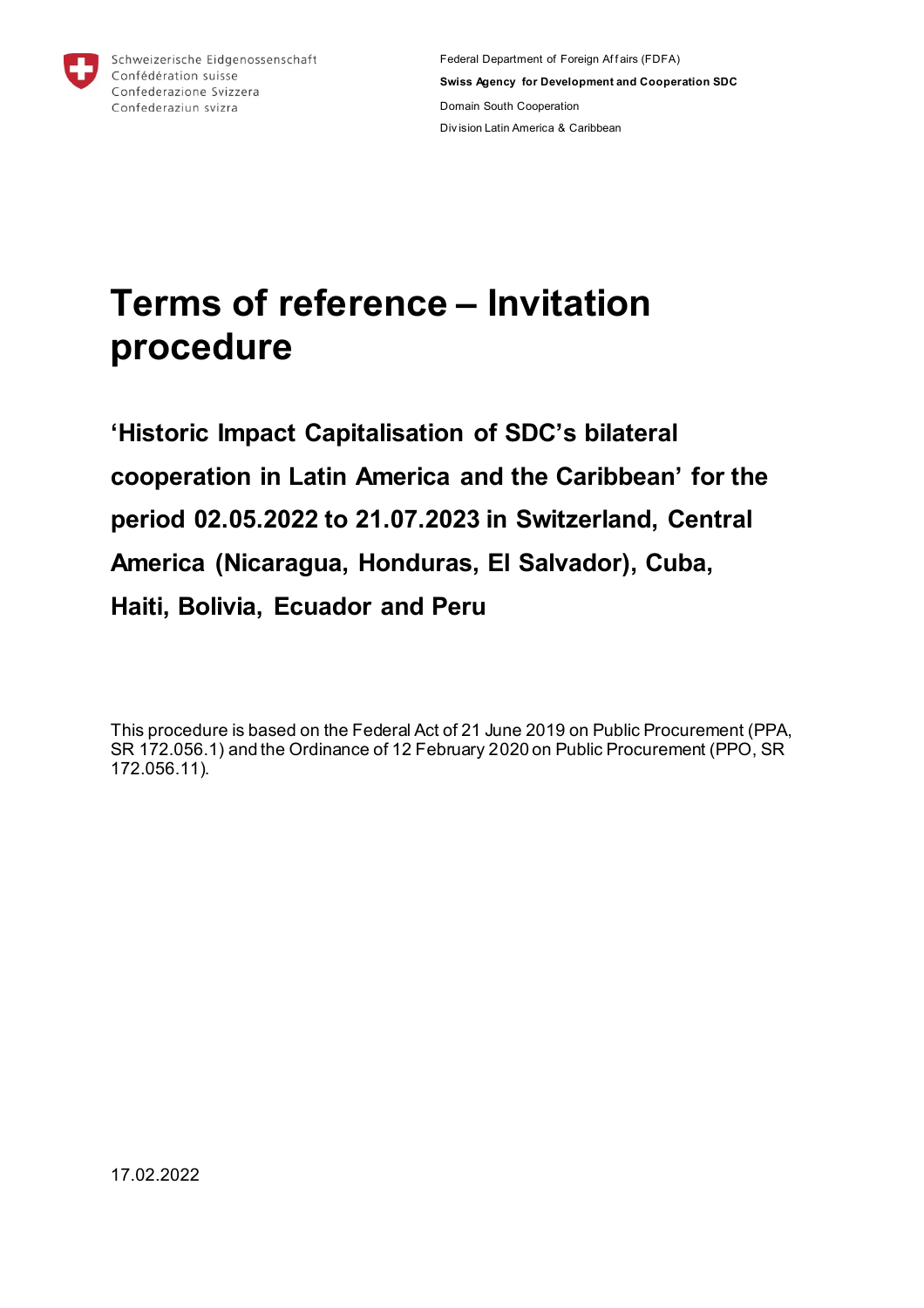Schweizerische Eidgenossenschaft
Confédération suisse
Confederazione Svizzera
Confederaziun svizra

Federal Department of Foreign Affairs (FDFA)

**Swiss Agency for Development and Cooperation SDC**

Domain South Cooperation

Division Latin America & Caribbean

# Terms of reference – Invitation procedure

## 'Historic Impact Capitalisation of SDC's bilateral cooperation in Latin America and the Caribbean' for the period 02.05.2022 to 21.07.2023 in Switzerland, Central America (Nicaragua, Honduras, El Salvador), Cuba, Haiti, Bolivia, Ecuador and Peru

This procedure is based on the Federal Act of 21 June 2019 on Public Procurement (PPA, SR 172.056.1) and the Ordinance of 12 February 2020 on Public Procurement (PPO, SR 172.056.11).

17.02.2022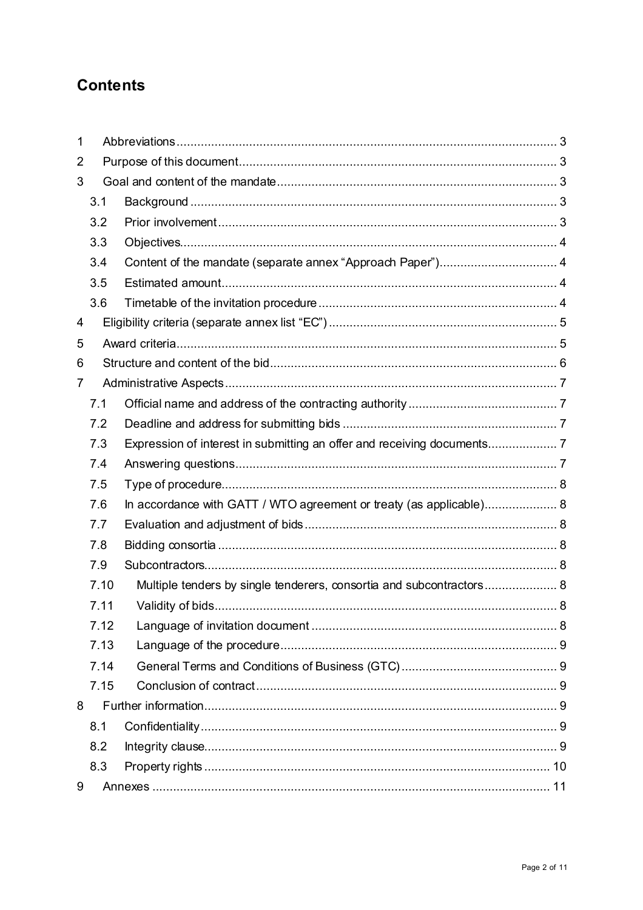# Contents

1 Abbreviations ........ 3
2 Purpose of this document ........ 3
3 Goal and content of the mandate ........ 3
  3.1 Background ........ 3
  3.2 Prior involvement ........ 3
  3.3 Objectives ........ 4
  3.4 Content of the mandate (separate annex "Approach Paper") ........ 4
  3.5 Estimated amount ........ 4
  3.6 Timetable of the invitation procedure ........ 4
4 Eligibility criteria (separate annex list "EC") ........ 5
5 Award criteria ........ 5
6 Structure and content of the bid ........ 6
7 Administrative Aspects ........ 7
  7.1 Official name and address of the contracting authority ........ 7
  7.2 Deadline and address for submitting bids ........ 7
  7.3 Expression of interest in submitting an offer and receiving documents ........ 7
  7.4 Answering questions ........ 7
  7.5 Type of procedure ........ 8
  7.6 In accordance with GATT / WTO agreement or treaty (as applicable) ........ 8
  7.7 Evaluation and adjustment of bids ........ 8
  7.8 Bidding consortia ........ 8
  7.9 Subcontractors ........ 8
  7.10 Multiple tenders by single tenderers, consortia and subcontractors ........ 8
  7.11 Validity of bids ........ 8
  7.12 Language of invitation document ........ 8
  7.13 Language of the procedure ........ 9
  7.14 General Terms and Conditions of Business (GTC) ........ 9
  7.15 Conclusion of contract ........ 9
8 Further information ........ 9
  8.1 Confidentiality ........ 9
  8.2 Integrity clause ........ 9
  8.3 Property rights ........ 10
9 Annexes ........ 11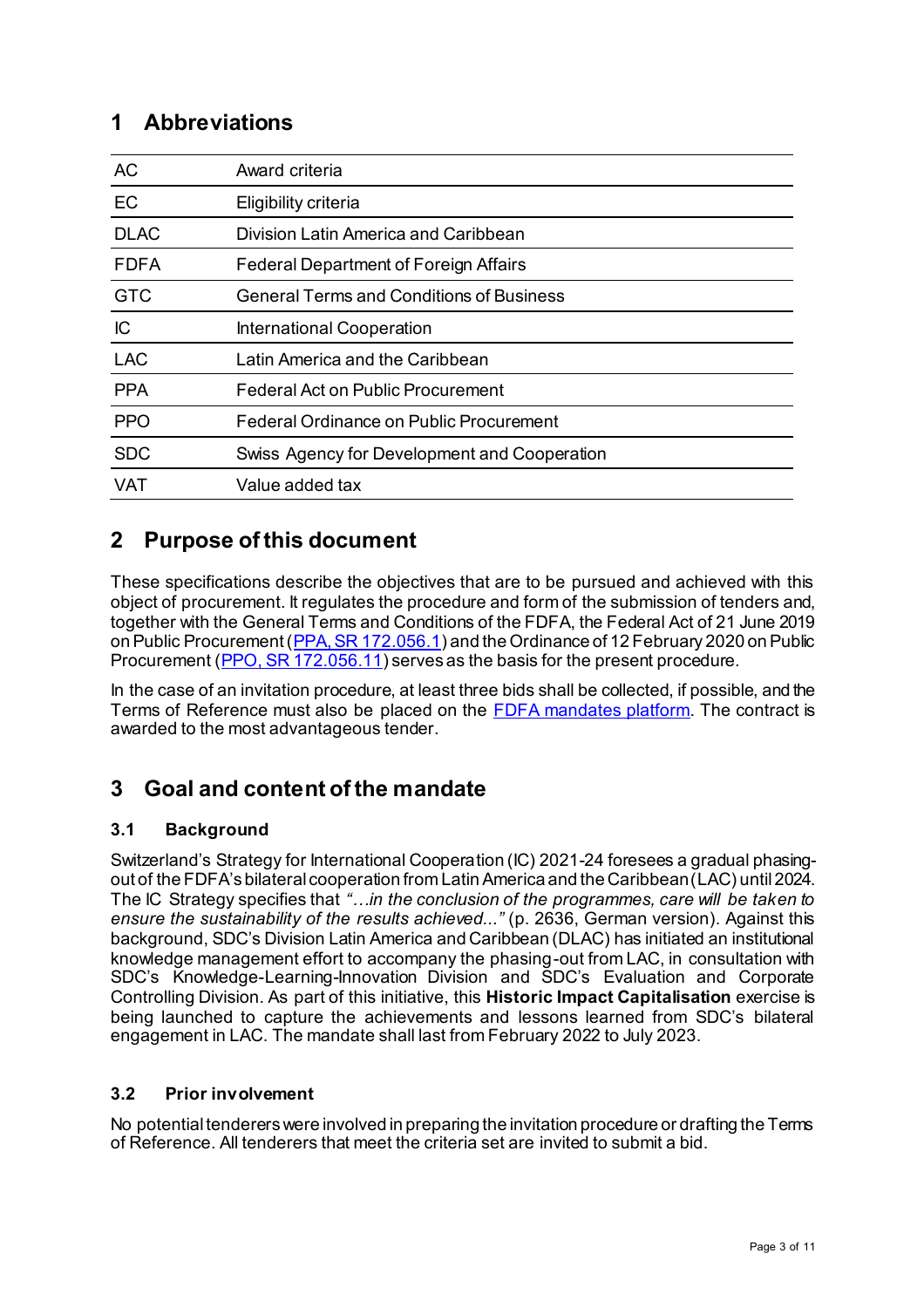# 1 Abbreviations

| | |
|---|---|
| AC | Award criteria |
| EC | Eligibility criteria |
| DLAC | Division Latin America and Caribbean |
| FDFA | Federal Department of Foreign Affairs |
| GTC | General Terms and Conditions of Business |
| IC | International Cooperation |
| LAC | Latin America and the Caribbean |
| PPA | Federal Act on Public Procurement |
| PPO | Federal Ordinance on Public Procurement |
| SDC | Swiss Agency for Development and Cooperation |
| VAT | Value added tax |

# 2 Purpose of this document

These specifications describe the objectives that are to be pursued and achieved with this object of procurement. It regulates the procedure and form of the submission of tenders and, together with the General Terms and Conditions of the FDFA, the Federal Act of 21 June 2019 on Public Procurement (PPA, SR 172.056.1) and the Ordinance of 12 February 2020 on Public Procurement (PPO, SR 172.056.11) serves as the basis for the present procedure.

In the case of an invitation procedure, at least three bids shall be collected, if possible, and the Terms of Reference must also be placed on the FDFA mandates platform. The contract is awarded to the most advantageous tender.

# 3 Goal and content of the mandate

## 3.1 Background

Switzerland's Strategy for International Cooperation (IC) 2021-24 foresees a gradual phasing-out of the FDFA's bilateral cooperation from Latin America and the Caribbean (LAC) until 2024. The IC Strategy specifies that *"…in the conclusion of the programmes, care will be taken to ensure the sustainability of the results achieved..."* (p. 2636, German version). Against this background, SDC's Division Latin America and Caribbean (DLAC) has initiated an institutional knowledge management effort to accompany the phasing-out from LAC, in consultation with SDC's Knowledge-Learning-Innovation Division and SDC's Evaluation and Corporate Controlling Division. As part of this initiative, this **Historic Impact Capitalisation** exercise is being launched to capture the achievements and lessons learned from SDC's bilateral engagement in LAC. The mandate shall last from February 2022 to July 2023.

## 3.2 Prior involvement

No potential tenderers were involved in preparing the invitation procedure or drafting the Terms of Reference. All tenderers that meet the criteria set are invited to submit a bid.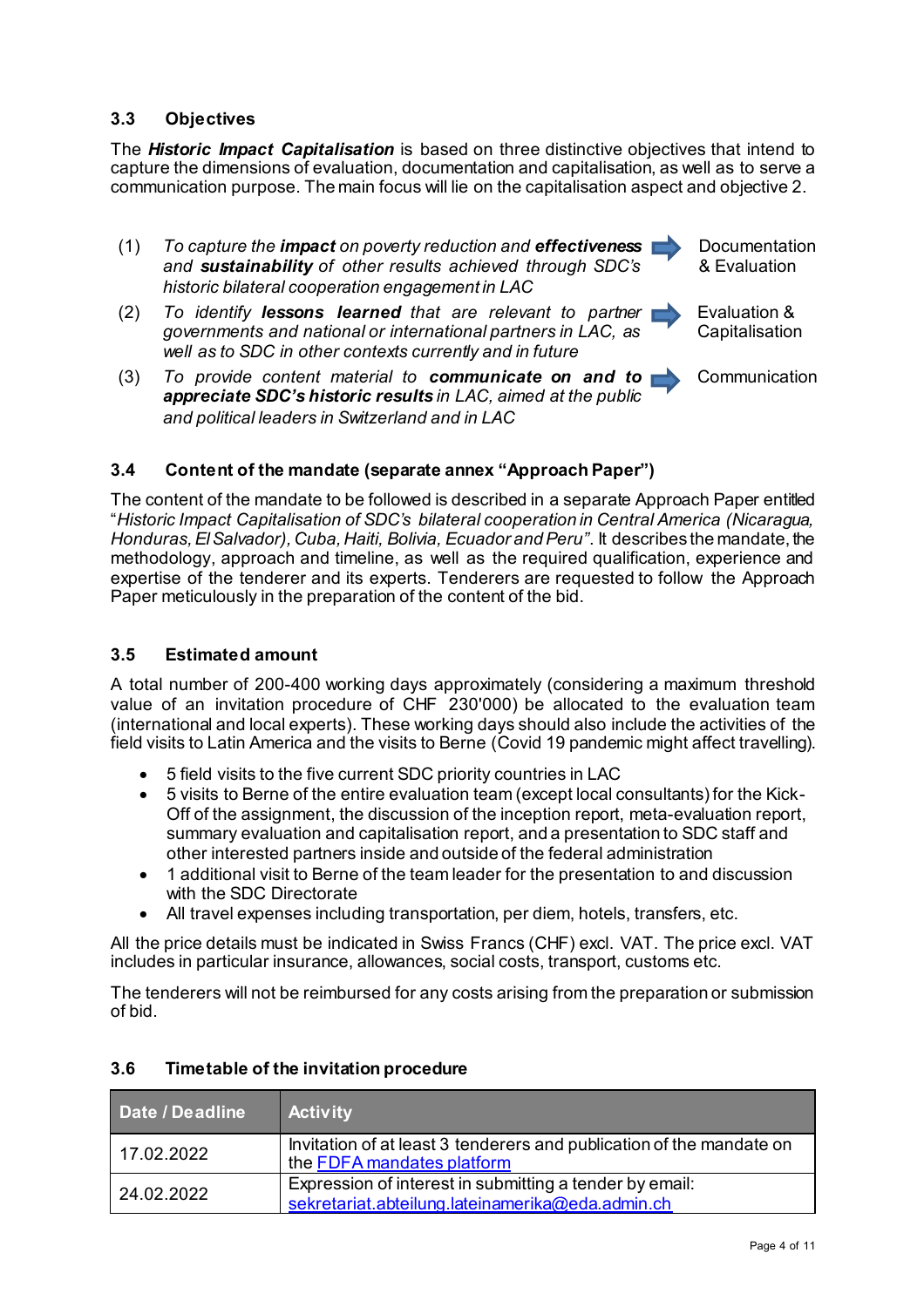### 3.3 Objectives

The ***Historic Impact Capitalisation*** is based on three distinctive objectives that intend to capture the dimensions of evaluation, documentation and capitalisation, as well as to serve a communication purpose. The main focus will lie on the capitalisation aspect and objective 2.

(1) *To capture the **impact** on poverty reduction and **effectiveness** and **sustainability** of other results achieved through SDC's historic bilateral cooperation engagement in LAC* → Documentation & Evaluation

(2) *To identify **lessons learned** that are relevant to partner governments and national or international partners in LAC, as well as to SDC in other contexts currently and in future* → Evaluation & Capitalisation

(3) *To provide content material to **communicate on and to appreciate SDC's historic results** in LAC, aimed at the public and political leaders in Switzerland and in LAC* → Communication

### 3.4 Content of the mandate (separate annex "Approach Paper")

The content of the mandate to be followed is described in a separate Approach Paper entitled "*Historic Impact Capitalisation of SDC's bilateral cooperation in Central America (Nicaragua, Honduras, El Salvador), Cuba, Haiti, Bolivia, Ecuador and Peru*". It describes the mandate, the methodology, approach and timeline, as well as the required qualification, experience and expertise of the tenderer and its experts. Tenderers are requested to follow the Approach Paper meticulously in the preparation of the content of the bid.

### 3.5 Estimated amount

A total number of 200-400 working days approximately (considering a maximum threshold value of an invitation procedure of CHF 230'000) be allocated to the evaluation team (international and local experts). These working days should also include the activities of the field visits to Latin America and the visits to Berne (Covid 19 pandemic might affect travelling).

- 5 field visits to the five current SDC priority countries in LAC
- 5 visits to Berne of the entire evaluation team (except local consultants) for the Kick-Off of the assignment, the discussion of the inception report, meta-evaluation report, summary evaluation and capitalisation report, and a presentation to SDC staff and other interested partners inside and outside of the federal administration
- 1 additional visit to Berne of the team leader for the presentation to and discussion with the SDC Directorate
- All travel expenses including transportation, per diem, hotels, transfers, etc.

All the price details must be indicated in Swiss Francs (CHF) excl. VAT. The price excl. VAT includes in particular insurance, allowances, social costs, transport, customs etc.

The tenderers will not be reimbursed for any costs arising from the preparation or submission of bid.

### 3.6 Timetable of the invitation procedure

| Date / Deadline | Activity |
|---|---|
| 17.02.2022 | Invitation of at least 3 tenderers and publication of the mandate on the FDFA mandates platform |
| 24.02.2022 | Expression of interest in submitting a tender by email: sekretariat.abteilung.lateinamerika@eda.admin.ch |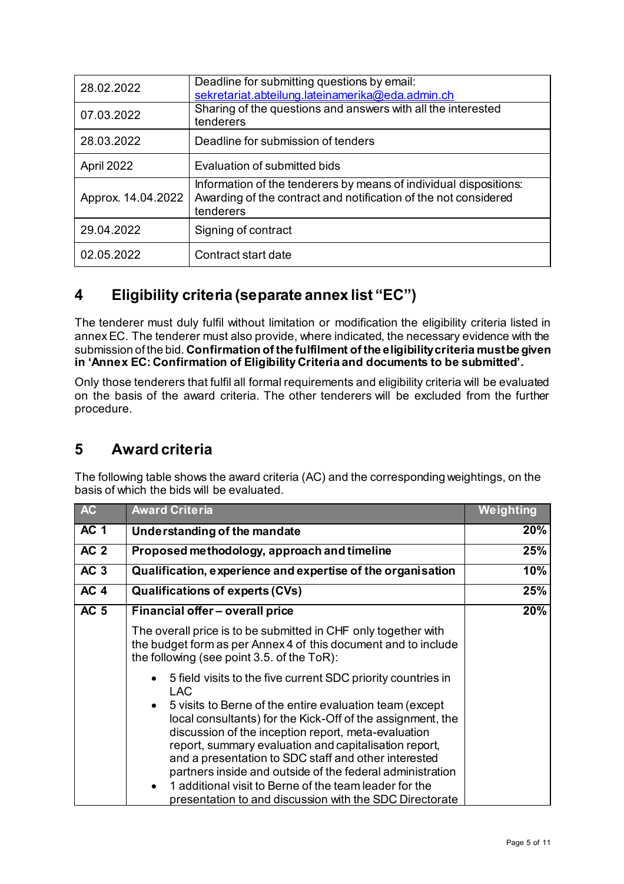| | |
|---|---|
| 28.02.2022 | Deadline for submitting questions by email: sekretariat.abteilung.lateinamerika@eda.admin.ch |
| 07.03.2022 | Sharing of the questions and answers with all the interested tenderers |
| 28.03.2022 | Deadline for submission of tenders |
| April 2022 | Evaluation of submitted bids |
| Approx. 14.04.2022 | Information of the tenderers by means of individual dispositions: Awarding of the contract and notification of the not considered tenderers |
| 29.04.2022 | Signing of contract |
| 02.05.2022 | Contract start date |

# 4 Eligibility criteria (separate annex list "EC")

The tenderer must duly fulfil without limitation or modification the eligibility criteria listed in annex EC. The tenderer must also provide, where indicated, the necessary evidence with the submission of the bid. **Confirmation of the fulfilment of the eligibility criteria must be given in 'Annex EC: Confirmation of Eligibility Criteria and documents to be submitted'.**

Only those tenderers that fulfil all formal requirements and eligibility criteria will be evaluated on the basis of the award criteria. The other tenderers will be excluded from the further procedure.

# 5 Award criteria

The following table shows the award criteria (AC) and the corresponding weightings, on the basis of which the bids will be evaluated.

| AC | Award Criteria | Weighting |
|---|---|---|
| **AC 1** | **Understanding of the mandate** | **20%** |
| **AC 2** | **Proposed methodology, approach and timeline** | **25%** |
| **AC 3** | **Qualification, experience and expertise of the organisation** | **10%** |
| **AC 4** | **Qualifications of experts (CVs)** | **25%** |
| **AC 5** | **Financial offer – overall price**<br><br>The overall price is to be submitted in CHF only together with the budget form as per Annex 4 of this document and to include the following (see point 3.5. of the ToR):<br><br>• 5 field visits to the five current SDC priority countries in LAC<br>• 5 visits to Berne of the entire evaluation team (except local consultants) for the Kick-Off of the assignment, the discussion of the inception report, meta-evaluation report, summary evaluation and capitalisation report, and a presentation to SDC staff and other interested partners inside and outside of the federal administration<br>• 1 additional visit to Berne of the team leader for the presentation to and discussion with the SDC Directorate | **20%** |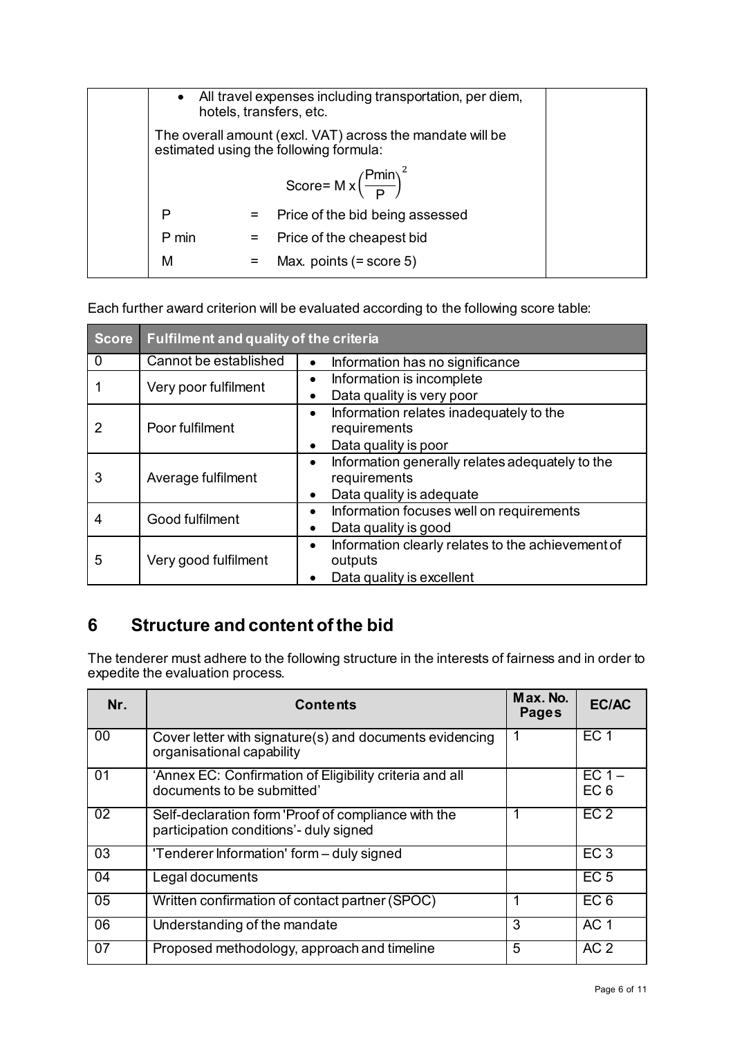| | | |
|---|---|---|
| | • All travel expenses including transportation, per diem, hotels, transfers, etc.<br><br>The overall amount (excl. VAT) across the mandate will be estimated using the following formula:<br><br>$$\text{Score} = M \times \left(\frac{P\min}{P}\right)^2$$<br><br>P = Price of the bid being assessed<br>P min = Price of the cheapest bid<br>M = Max. points (= score 5) | |

Each further award criterion will be evaluated according to the following score table:

| Score | Fulfilment and quality of the criteria | |
|---|---|---|
| 0 | Cannot be established | • Information has no significance |
| 1 | Very poor fulfilment | • Information is incomplete<br>• Data quality is very poor |
| 2 | Poor fulfilment | • Information relates inadequately to the requirements<br>• Data quality is poor |
| 3 | Average fulfilment | • Information generally relates adequately to the requirements<br>• Data quality is adequate |
| 4 | Good fulfilment | • Information focuses well on requirements<br>• Data quality is good |
| 5 | Very good fulfilment | • Information clearly relates to the achievement of outputs<br>• Data quality is excellent |

# 6 Structure and content of the bid

The tenderer must adhere to the following structure in the interests of fairness and in order to expedite the evaluation process.

| Nr. | Contents | Max. No. Pages | EC/AC |
|---|---|---|---|
| 00 | Cover letter with signature(s) and documents evidencing organisational capability | 1 | EC 1 |
| 01 | 'Annex EC: Confirmation of Eligibility criteria and all documents to be submitted' | | EC 1 – EC 6 |
| 02 | Self-declaration form 'Proof of compliance with the participation conditions'- duly signed | 1 | EC 2 |
| 03 | 'Tenderer Information' form – duly signed | | EC 3 |
| 04 | Legal documents | | EC 5 |
| 05 | Written confirmation of contact partner (SPOC) | 1 | EC 6 |
| 06 | Understanding of the mandate | 3 | AC 1 |
| 07 | Proposed methodology, approach and timeline | 5 | AC 2 |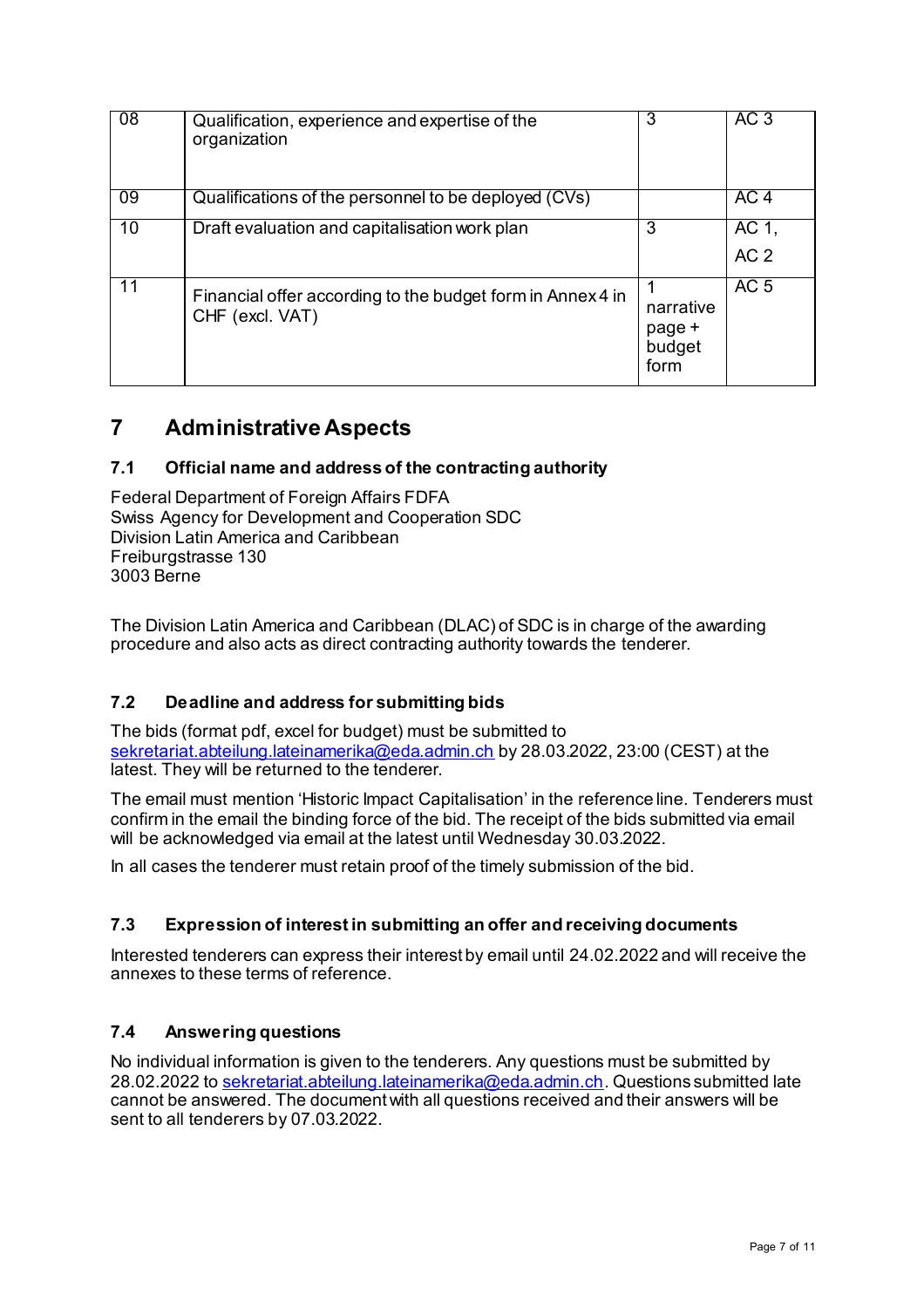| | | | |
|---|---|---|---|
| 08 | Qualification, experience and expertise of the organization | 3 | AC 3 |
| 09 | Qualifications of the personnel to be deployed (CVs) | | AC 4 |
| 10 | Draft evaluation and capitalisation work plan | 3 | AC 1, AC 2 |
| 11 | Financial offer according to the budget form in Annex 4 in CHF (excl. VAT) | 1 narrative page + budget form | AC 5 |

# 7 Administrative Aspects

## 7.1 Official name and address of the contracting authority

Federal Department of Foreign Affairs FDFA
Swiss Agency for Development and Cooperation SDC
Division Latin America and Caribbean
Freiburgstrasse 130
3003 Berne

The Division Latin America and Caribbean (DLAC) of SDC is in charge of the awarding procedure and also acts as direct contracting authority towards the tenderer.

## 7.2 Deadline and address for submitting bids

The bids (format pdf, excel for budget) must be submitted to sekretariat.abteilung.lateinamerika@eda.admin.ch by 28.03.2022, 23:00 (CEST) at the latest. They will be returned to the tenderer.

The email must mention 'Historic Impact Capitalisation' in the reference line. Tenderers must confirm in the email the binding force of the bid. The receipt of the bids submitted via email will be acknowledged via email at the latest until Wednesday 30.03.2022.

In all cases the tenderer must retain proof of the timely submission of the bid.

## 7.3 Expression of interest in submitting an offer and receiving documents

Interested tenderers can express their interest by email until 24.02.2022 and will receive the annexes to these terms of reference.

## 7.4 Answering questions

No individual information is given to the tenderers. Any questions must be submitted by 28.02.2022 to sekretariat.abteilung.lateinamerika@eda.admin.ch. Questions submitted late cannot be answered. The document with all questions received and their answers will be sent to all tenderers by 07.03.2022.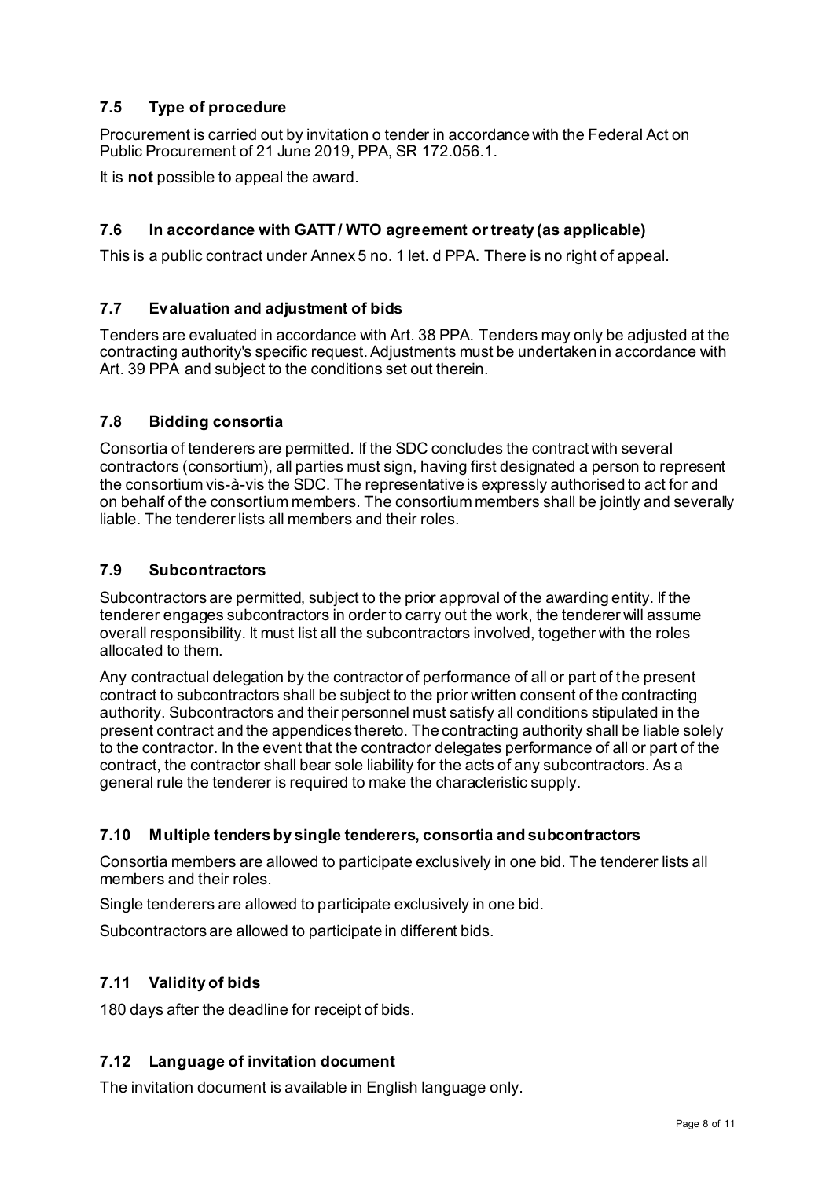### 7.5 Type of procedure

Procurement is carried out by invitation o tender in accordance with the Federal Act on Public Procurement of 21 June 2019, PPA, SR 172.056.1.

It is **not** possible to appeal the award.

### 7.6 In accordance with GATT / WTO agreement or treaty (as applicable)

This is a public contract under Annex 5 no. 1 let. d PPA. There is no right of appeal.

### 7.7 Evaluation and adjustment of bids

Tenders are evaluated in accordance with Art. 38 PPA. Tenders may only be adjusted at the contracting authority's specific request. Adjustments must be undertaken in accordance with Art. 39 PPA and subject to the conditions set out therein.

### 7.8 Bidding consortia

Consortia of tenderers are permitted. If the SDC concludes the contract with several contractors (consortium), all parties must sign, having first designated a person to represent the consortium vis-à-vis the SDC. The representative is expressly authorised to act for and on behalf of the consortium members. The consortium members shall be jointly and severally liable. The tenderer lists all members and their roles.

### 7.9 Subcontractors

Subcontractors are permitted, subject to the prior approval of the awarding entity. If the tenderer engages subcontractors in order to carry out the work, the tenderer will assume overall responsibility. It must list all the subcontractors involved, together with the roles allocated to them.

Any contractual delegation by the contractor of performance of all or part of the present contract to subcontractors shall be subject to the prior written consent of the contracting authority. Subcontractors and their personnel must satisfy all conditions stipulated in the present contract and the appendices thereto. The contracting authority shall be liable solely to the contractor. In the event that the contractor delegates performance of all or part of the contract, the contractor shall bear sole liability for the acts of any subcontractors. As a general rule the tenderer is required to make the characteristic supply.

### 7.10 Multiple tenders by single tenderers, consortia and subcontractors

Consortia members are allowed to participate exclusively in one bid. The tenderer lists all members and their roles.

Single tenderers are allowed to participate exclusively in one bid.

Subcontractors are allowed to participate in different bids.

### 7.11 Validity of bids

180 days after the deadline for receipt of bids.

### 7.12 Language of invitation document

The invitation document is available in English language only.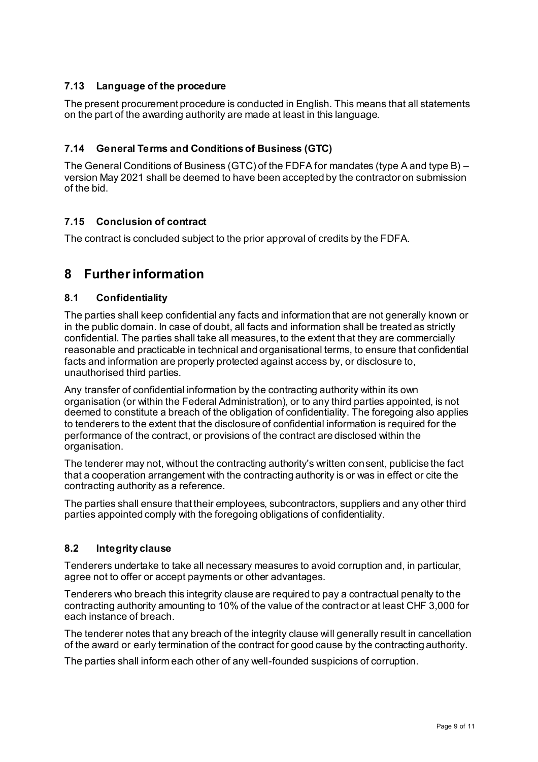### 7.13 Language of the procedure

The present procurement procedure is conducted in English. This means that all statements on the part of the awarding authority are made at least in this language.

### 7.14 General Terms and Conditions of Business (GTC)

The General Conditions of Business (GTC) of the FDFA for mandates (type A and type B) – version May 2021 shall be deemed to have been accepted by the contractor on submission of the bid.

### 7.15 Conclusion of contract

The contract is concluded subject to the prior approval of credits by the FDFA.

# 8 Further information

### 8.1 Confidentiality

The parties shall keep confidential any facts and information that are not generally known or in the public domain. In case of doubt, all facts and information shall be treated as strictly confidential. The parties shall take all measures, to the extent that they are commercially reasonable and practicable in technical and organisational terms, to ensure that confidential facts and information are properly protected against access by, or disclosure to, unauthorised third parties.

Any transfer of confidential information by the contracting authority within its own organisation (or within the Federal Administration), or to any third parties appointed, is not deemed to constitute a breach of the obligation of confidentiality. The foregoing also applies to tenderers to the extent that the disclosure of confidential information is required for the performance of the contract, or provisions of the contract are disclosed within the organisation.

The tenderer may not, without the contracting authority's written consent, publicise the fact that a cooperation arrangement with the contracting authority is or was in effect or cite the contracting authority as a reference.

The parties shall ensure that their employees, subcontractors, suppliers and any other third parties appointed comply with the foregoing obligations of confidentiality.

### 8.2 Integrity clause

Tenderers undertake to take all necessary measures to avoid corruption and, in particular, agree not to offer or accept payments or other advantages.

Tenderers who breach this integrity clause are required to pay a contractual penalty to the contracting authority amounting to 10% of the value of the contract or at least CHF 3,000 for each instance of breach.

The tenderer notes that any breach of the integrity clause will generally result in cancellation of the award or early termination of the contract for good cause by the contracting authority.

The parties shall inform each other of any well-founded suspicions of corruption.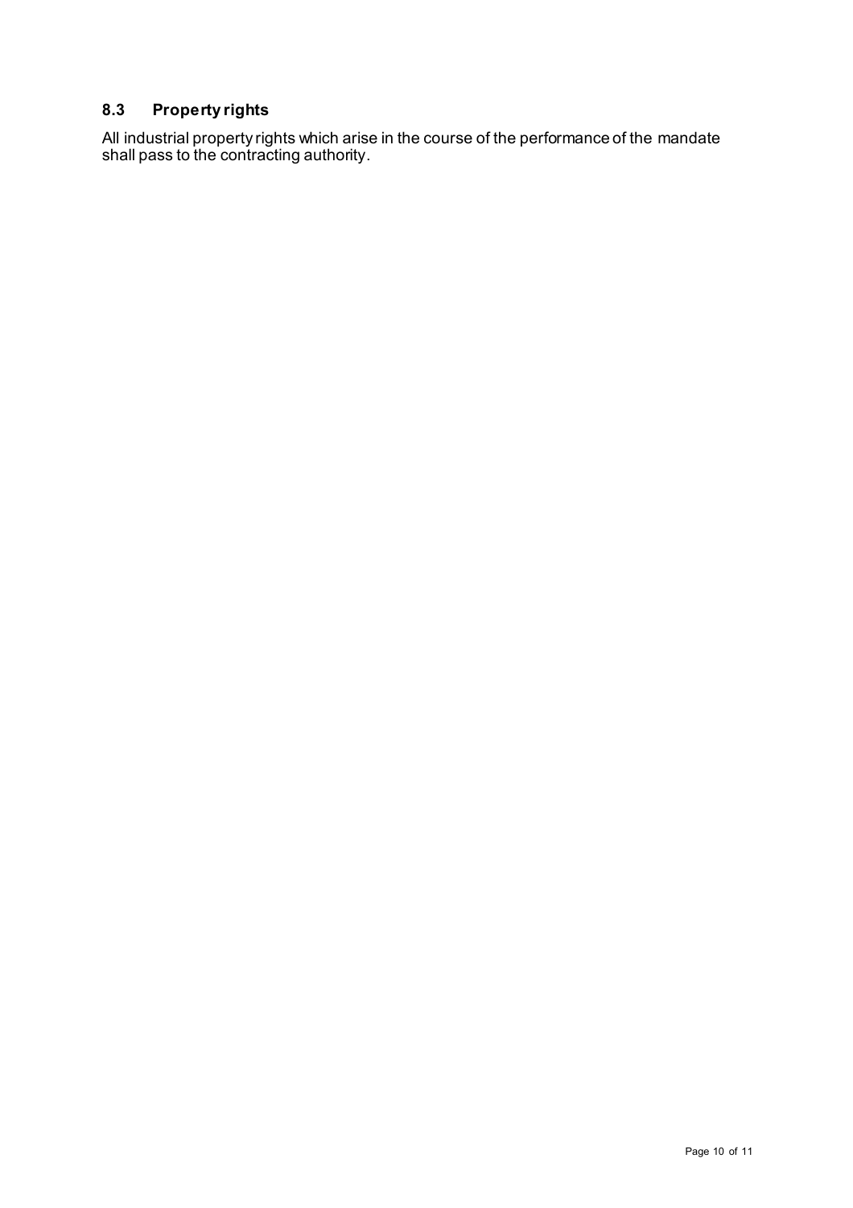### 8.3 Property rights

All industrial property rights which arise in the course of the performance of the mandate shall pass to the contracting authority.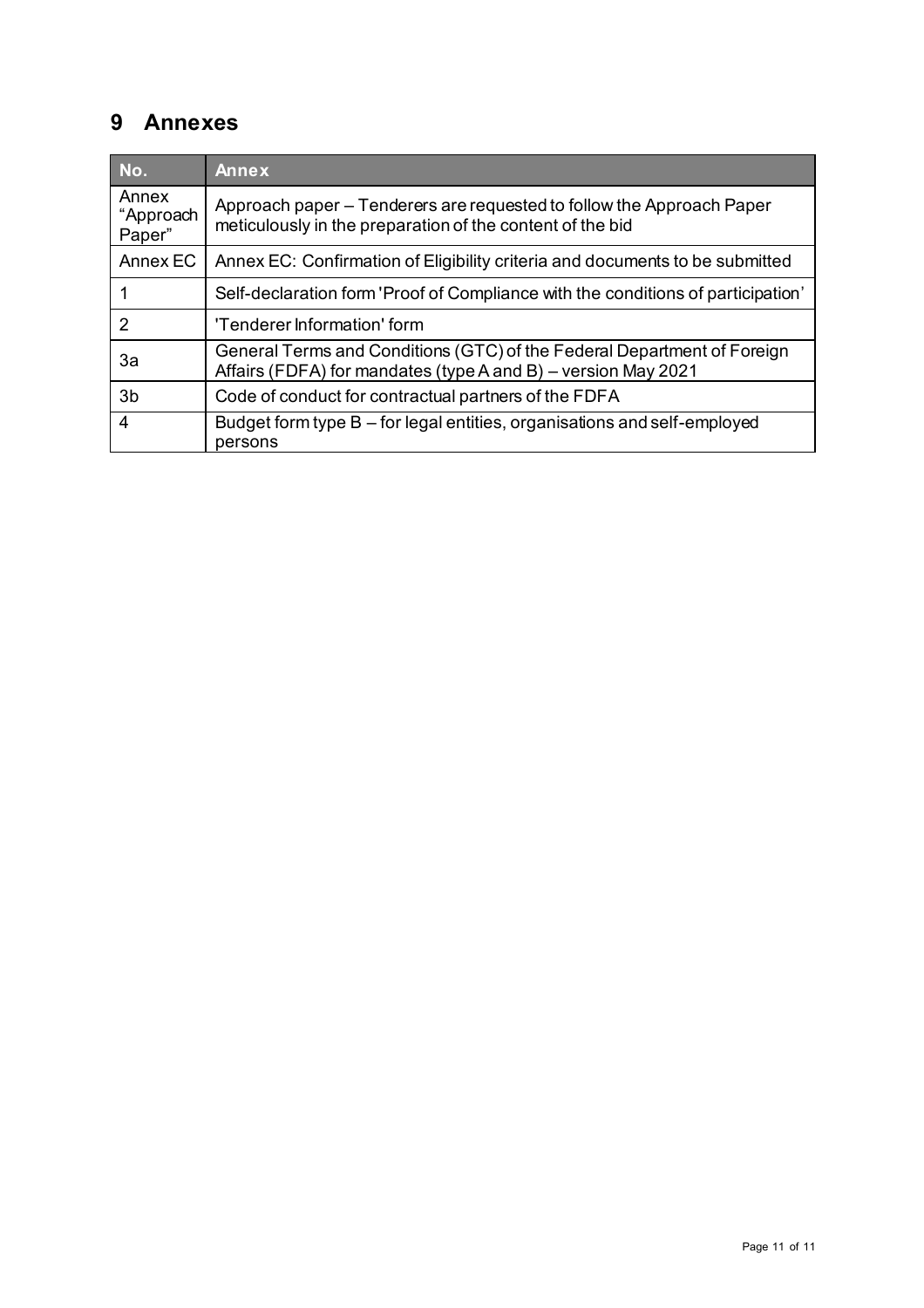# 9 Annexes

| No. | Annex |
|---|---|
| Annex "Approach Paper" | Approach paper – Tenderers are requested to follow the Approach Paper meticulously in the preparation of the content of the bid |
| Annex EC | Annex EC: Confirmation of Eligibility criteria and documents to be submitted |
| 1 | Self-declaration form 'Proof of Compliance with the conditions of participation' |
| 2 | 'Tenderer Information' form |
| 3a | General Terms and Conditions (GTC) of the Federal Department of Foreign Affairs (FDFA) for mandates (type A and B) – version May 2021 |
| 3b | Code of conduct for contractual partners of the FDFA |
| 4 | Budget form type B – for legal entities, organisations and self-employed persons |